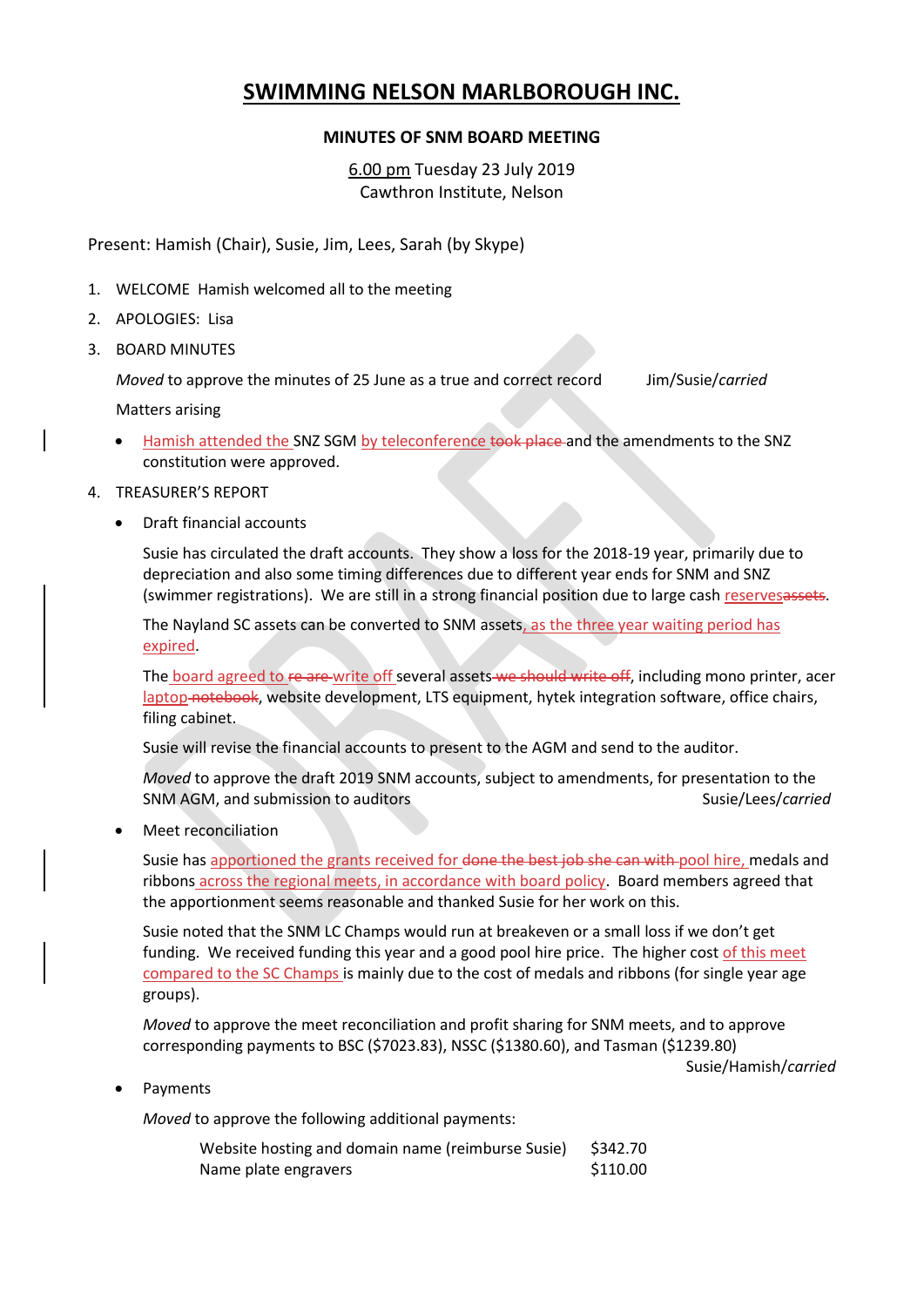# SWIMMING NELSON MARLBOROUGH INC.

**MINUTES OF SNM BOARD MEETING**

6.00 pm Tuesday 23 July 2019
Cawthron Institute, Nelson

Present: Hamish (Chair), Susie, Jim, Lees, Sarah (by Skype)

1. WELCOME Hamish welcomed all to the meeting
2. APOLOGIES: Lisa
3. BOARD MINUTES

   *Moved* to approve the minutes of 25 June as a true and correct record Jim/Susie/*carried*

   Matters arising

   - Hamish attended the SNZ SGM by teleconference ~~took place~~ and the amendments to the SNZ constitution were approved.

4. TREASURER'S REPORT

   - Draft financial accounts

     Susie has circulated the draft accounts. They show a loss for the 2018-19 year, primarily due to depreciation and also some timing differences due to different year ends for SNM and SNZ (swimmer registrations). We are still in a strong financial position due to large cash reserves~~assets~~.

     The Nayland SC assets can be converted to SNM assets, as the three year waiting period has expired.

     The board agreed to ~~re-are~~ write off several assets ~~we should write off~~, including mono printer, acer laptop ~~notebook~~, website development, LTS equipment, hytek integration software, office chairs, filing cabinet.

     Susie will revise the financial accounts to present to the AGM and send to the auditor.

     *Moved* to approve the draft 2019 SNM accounts, subject to amendments, for presentation to the SNM AGM, and submission to auditors Susie/Lees/*carried*

   - Meet reconciliation

     Susie has apportioned the grants received for ~~done the best job she can with~~ pool hire, medals and ribbons across the regional meets, in accordance with board policy. Board members agreed that the apportionment seems reasonable and thanked Susie for her work on this.

     Susie noted that the SNM LC Champs would run at breakeven or a small loss if we don't get funding. We received funding this year and a good pool hire price. The higher cost of this meet compared to the SC Champs is mainly due to the cost of medals and ribbons (for single year age groups).

     *Moved* to approve the meet reconciliation and profit sharing for SNM meets, and to approve corresponding payments to BSC ($7023.83), NSSC ($1380.60), and Tasman ($1239.80) Susie/Hamish/*carried*

   - Payments

     *Moved* to approve the following additional payments:

     | | |
     |---|---|
     | Website hosting and domain name (reimburse Susie) | $342.70 |
     | Name plate engravers | $110.00 |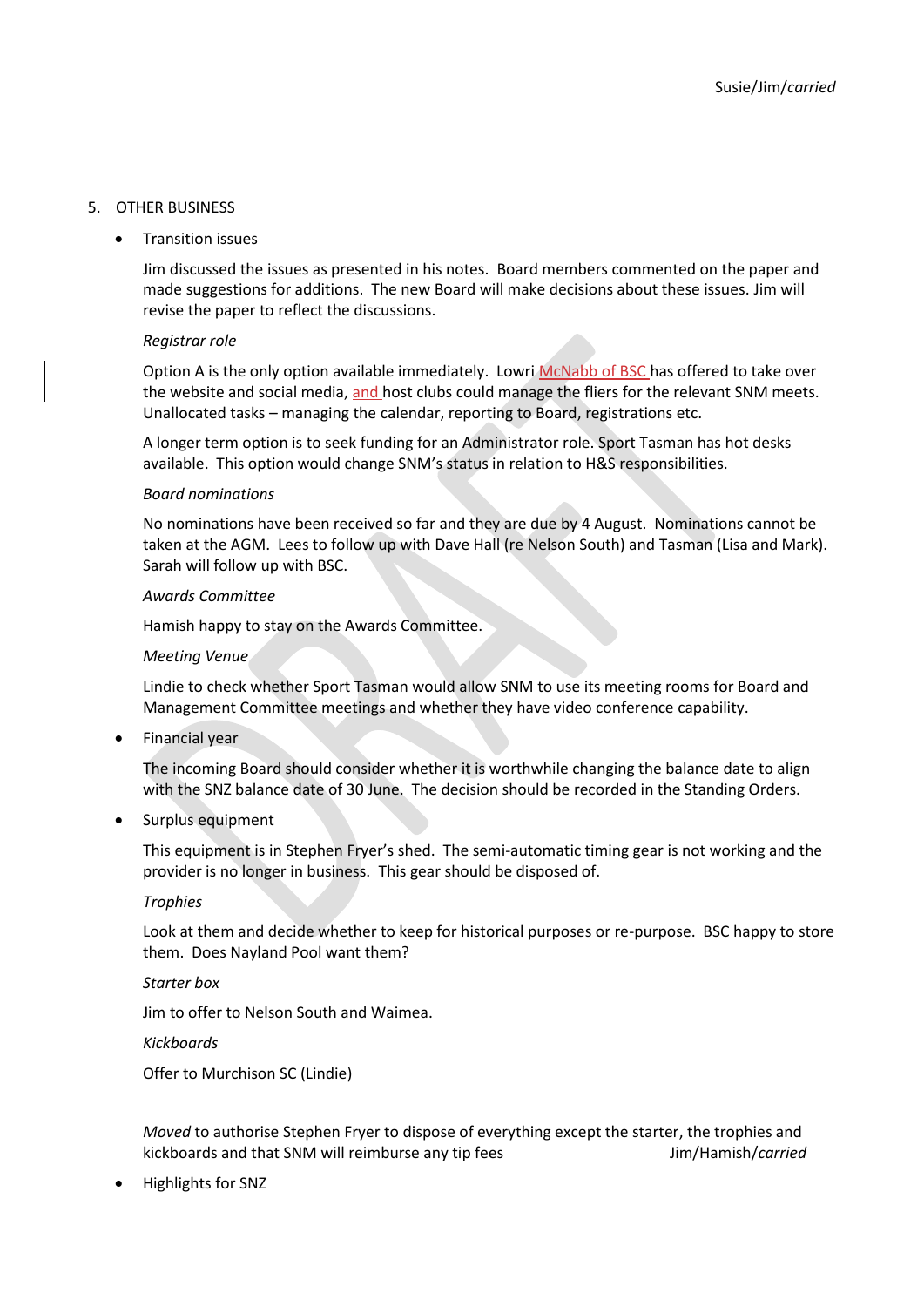Susie/Jim/*carried*

5. OTHER BUSINESS

- Transition issues

  Jim discussed the issues as presented in his notes. Board members commented on the paper and made suggestions for additions. The new Board will make decisions about these issues. Jim will revise the paper to reflect the discussions.

  *Registrar role*

  Option A is the only option available immediately. Lowri McNabb of BSC has offered to take over the website and social media, and host clubs could manage the fliers for the relevant SNM meets. Unallocated tasks – managing the calendar, reporting to Board, registrations etc.

  A longer term option is to seek funding for an Administrator role. Sport Tasman has hot desks available. This option would change SNM's status in relation to H&S responsibilities.

  *Board nominations*

  No nominations have been received so far and they are due by 4 August. Nominations cannot be taken at the AGM. Lees to follow up with Dave Hall (re Nelson South) and Tasman (Lisa and Mark). Sarah will follow up with BSC.

  *Awards Committee*

  Hamish happy to stay on the Awards Committee.

  *Meeting Venue*

  Lindie to check whether Sport Tasman would allow SNM to use its meeting rooms for Board and Management Committee meetings and whether they have video conference capability.

- Financial year

  The incoming Board should consider whether it is worthwhile changing the balance date to align with the SNZ balance date of 30 June. The decision should be recorded in the Standing Orders.

- Surplus equipment

  This equipment is in Stephen Fryer's shed. The semi-automatic timing gear is not working and the provider is no longer in business. This gear should be disposed of.

  *Trophies*

  Look at them and decide whether to keep for historical purposes or re-purpose. BSC happy to store them. Does Nayland Pool want them?

  *Starter box*

  Jim to offer to Nelson South and Waimea.

  *Kickboards*

  Offer to Murchison SC (Lindie)

  *Moved* to authorise Stephen Fryer to dispose of everything except the starter, the trophies and kickboards and that SNM will reimburse any tip fees Jim/Hamish/*carried*

- Highlights for SNZ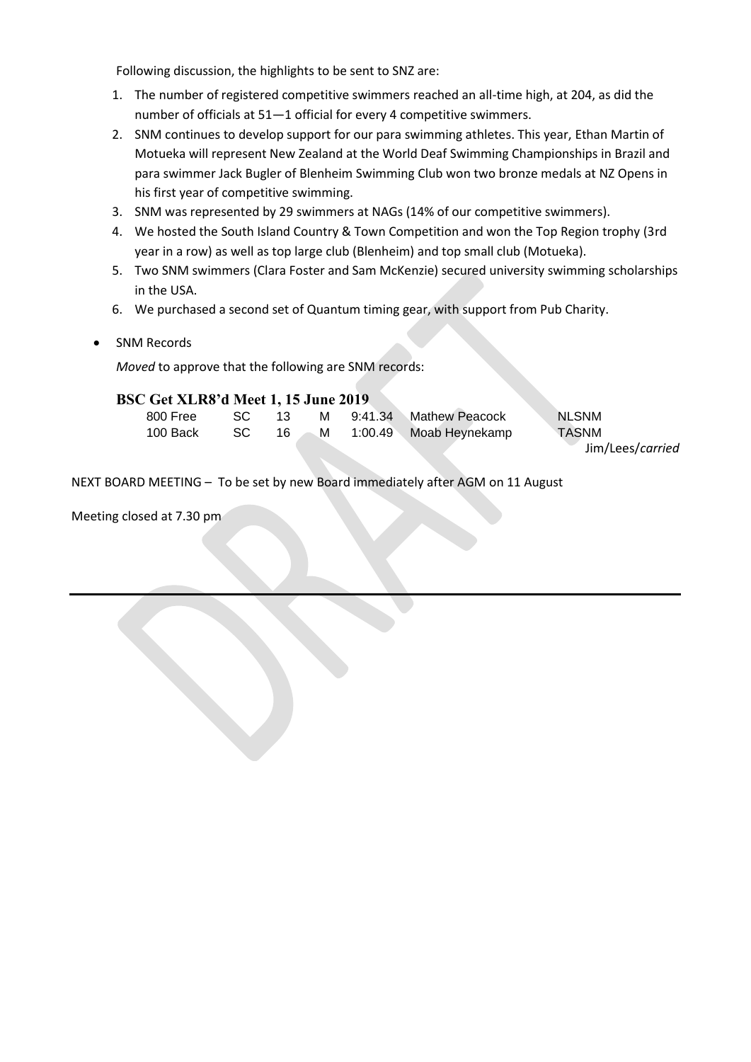Following discussion, the highlights to be sent to SNZ are:

1. The number of registered competitive swimmers reached an all-time high, at 204, as did the number of officials at 51—1 official for every 4 competitive swimmers.
2. SNM continues to develop support for our para swimming athletes. This year, Ethan Martin of Motueka will represent New Zealand at the World Deaf Swimming Championships in Brazil and para swimmer Jack Bugler of Blenheim Swimming Club won two bronze medals at NZ Opens in his first year of competitive swimming.
3. SNM was represented by 29 swimmers at NAGs (14% of our competitive swimmers).
4. We hosted the South Island Country & Town Competition and won the Top Region trophy (3rd year in a row) as well as top large club (Blenheim) and top small club (Motueka).
5. Two SNM swimmers (Clara Foster and Sam McKenzie) secured university swimming scholarships in the USA.
6. We purchased a second set of Quantum timing gear, with support from Pub Charity.

- SNM Records

  *Moved* to approve that the following are SNM records:

**BSC Get XLR8'd Meet 1, 15 June 2019**

| | | | | | | |
|---|---|---|---|---|---|---|
| 800 Free | SC | 13 | M | 9:41.34 | Mathew Peacock | NLSNM |
| 100 Back | SC | 16 | M | 1:00.49 | Moab Heynekamp | TASNM |

Jim/Lees/*carried*

NEXT BOARD MEETING – To be set by new Board immediately after AGM on 11 August

Meeting closed at 7.30 pm

---